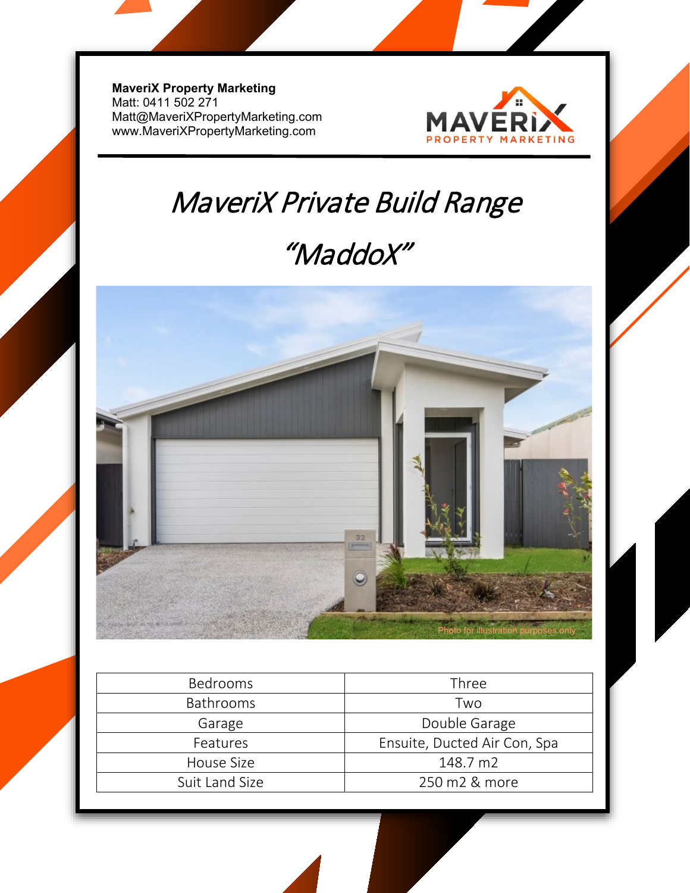**MaveriX Property Marketing**
Matt: 0411 502 271
Matt@MaveriXPropertyMarketing.com
www.MaveriXPropertyMarketing.com

# *MaveriX Private Build Range*

## *"MaddoX"*

Photo for illustration purposes only

| Bedrooms | Three |
|---|---|
| Bathrooms | Two |
| Garage | Double Garage |
| Features | Ensuite, Ducted Air Con, Spa |
| House Size | 148.7 m2 |
| Suit Land Size | 250 m2 & more |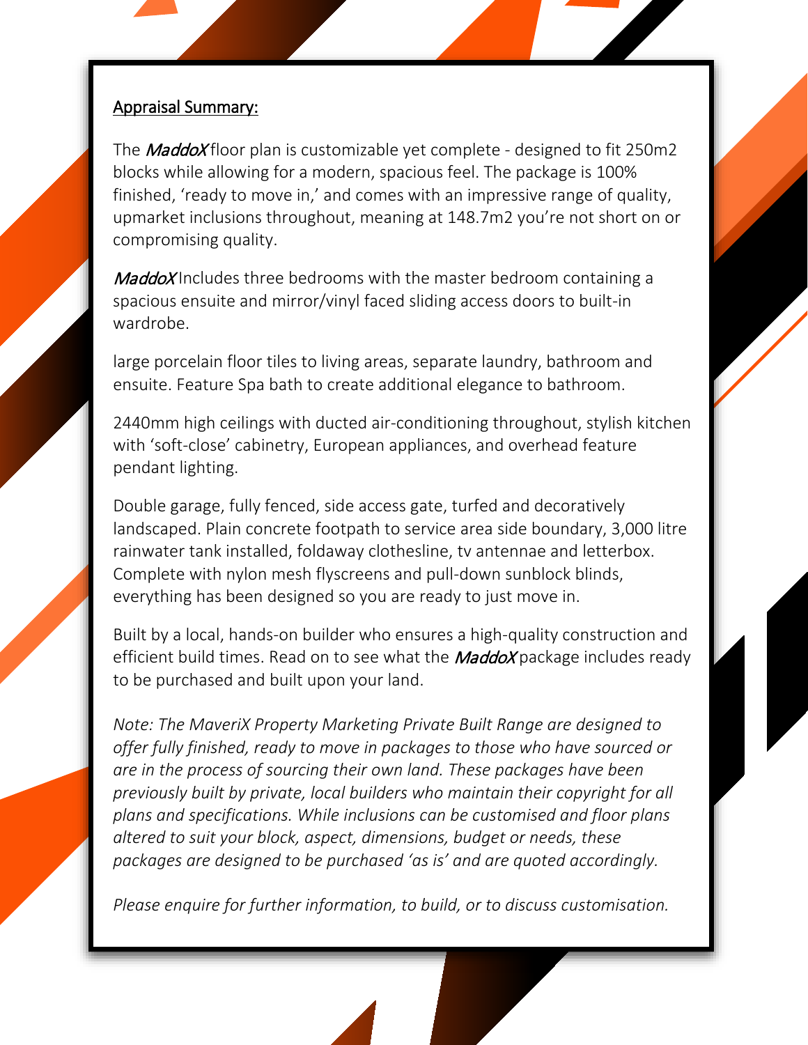Appraisal Summary:

The *MaddoX* floor plan is customizable yet complete - designed to fit 250m2 blocks while allowing for a modern, spacious feel. The package is 100% finished, 'ready to move in,' and comes with an impressive range of quality, upmarket inclusions throughout, meaning at 148.7m2 you're not short on or compromising quality.

*MaddoX* Includes three bedrooms with the master bedroom containing a spacious ensuite and mirror/vinyl faced sliding access doors to built-in wardrobe.

large porcelain floor tiles to living areas, separate laundry, bathroom and ensuite. Feature Spa bath to create additional elegance to bathroom.

2440mm high ceilings with ducted air-conditioning throughout, stylish kitchen with 'soft-close' cabinetry, European appliances, and overhead feature pendant lighting.

Double garage, fully fenced, side access gate, turfed and decoratively landscaped. Plain concrete footpath to service area side boundary, 3,000 litre rainwater tank installed, foldaway clothesline, tv antennae and letterbox. Complete with nylon mesh flyscreens and pull-down sunblock blinds, everything has been designed so you are ready to just move in.

Built by a local, hands-on builder who ensures a high-quality construction and efficient build times. Read on to see what the *MaddoX* package includes ready to be purchased and built upon your land.

*Note: The MaveriX Property Marketing Private Built Range are designed to offer fully finished, ready to move in packages to those who have sourced or are in the process of sourcing their own land. These packages have been previously built by private, local builders who maintain their copyright for all plans and specifications. While inclusions can be customised and floor plans altered to suit your block, aspect, dimensions, budget or needs, these packages are designed to be purchased 'as is' and are quoted accordingly.*

*Please enquire for further information, to build, or to discuss customisation.*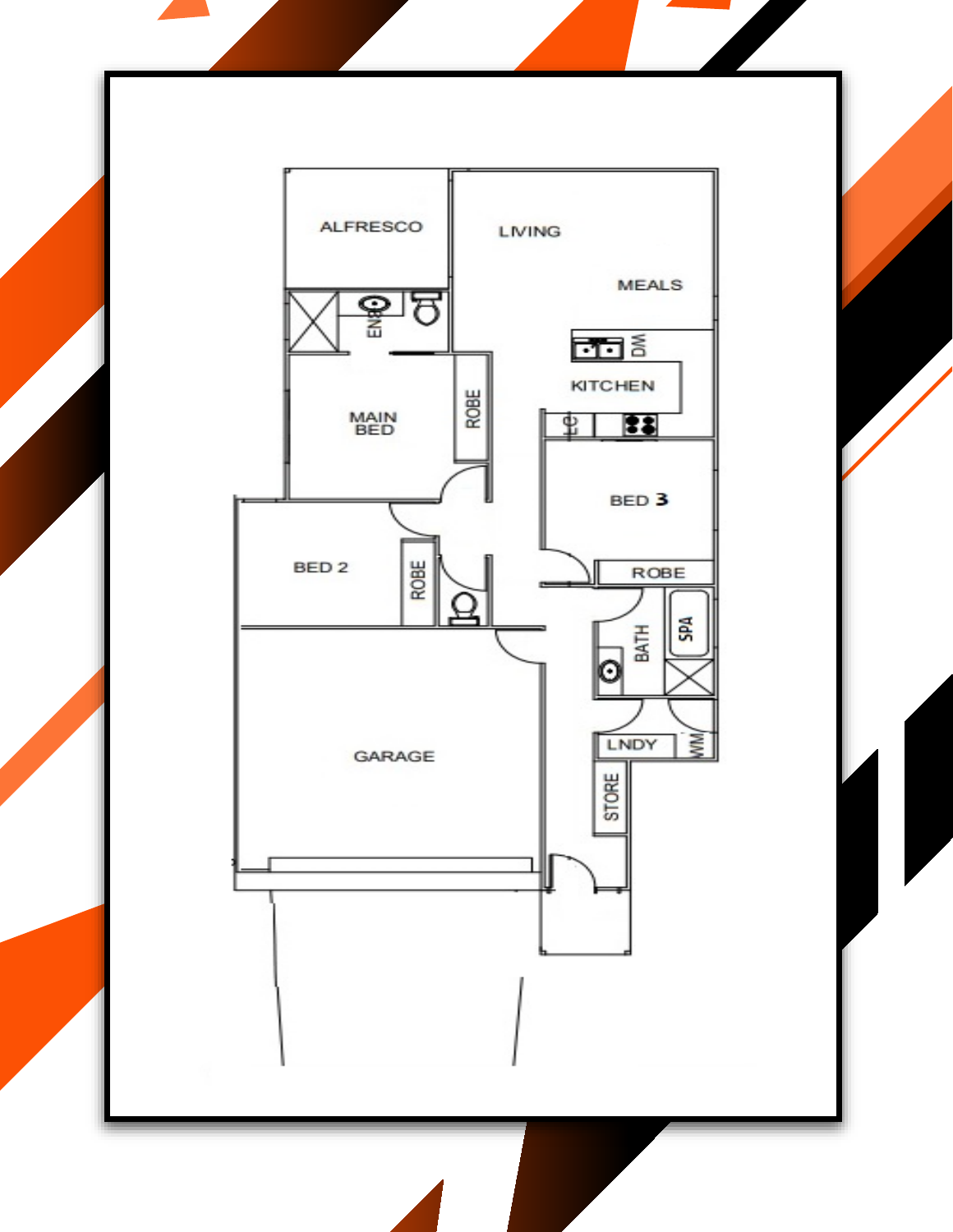ALFRESCO

LIVING

MEALS

ENS

DW

KITCHEN

MAIN BED

ROBE

BED 3

BED 2

ROBE

ROBE

BATH

SPA

GARAGE

LNDY

WM

STORE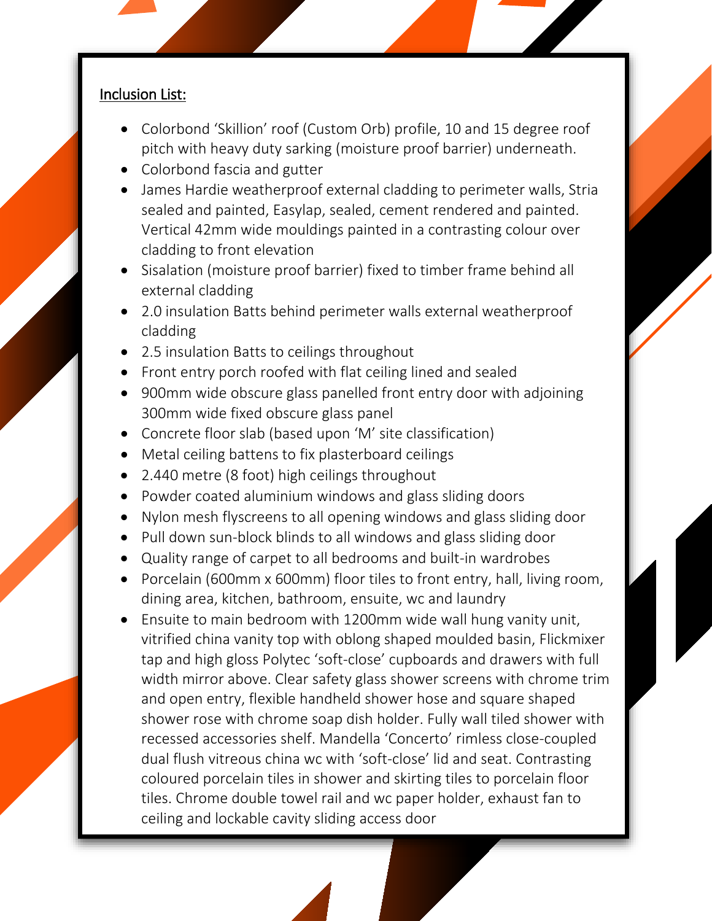Inclusion List:

- Colorbond 'Skillion' roof (Custom Orb) profile, 10 and 15 degree roof pitch with heavy duty sarking (moisture proof barrier) underneath.
- Colorbond fascia and gutter
- James Hardie weatherproof external cladding to perimeter walls, Stria sealed and painted, Easylap, sealed, cement rendered and painted. Vertical 42mm wide mouldings painted in a contrasting colour over cladding to front elevation
- Sisalation (moisture proof barrier) fixed to timber frame behind all external cladding
- 2.0 insulation Batts behind perimeter walls external weatherproof cladding
- 2.5 insulation Batts to ceilings throughout
- Front entry porch roofed with flat ceiling lined and sealed
- 900mm wide obscure glass panelled front entry door with adjoining 300mm wide fixed obscure glass panel
- Concrete floor slab (based upon 'M' site classification)
- Metal ceiling battens to fix plasterboard ceilings
- 2.440 metre (8 foot) high ceilings throughout
- Powder coated aluminium windows and glass sliding doors
- Nylon mesh flyscreens to all opening windows and glass sliding door
- Pull down sun-block blinds to all windows and glass sliding door
- Quality range of carpet to all bedrooms and built-in wardrobes
- Porcelain (600mm x 600mm) floor tiles to front entry, hall, living room, dining area, kitchen, bathroom, ensuite, wc and laundry
- Ensuite to main bedroom with 1200mm wide wall hung vanity unit, vitrified china vanity top with oblong shaped moulded basin, Flickmixer tap and high gloss Polytec 'soft-close' cupboards and drawers with full width mirror above. Clear safety glass shower screens with chrome trim and open entry, flexible handheld shower hose and square shaped shower rose with chrome soap dish holder. Fully wall tiled shower with recessed accessories shelf. Mandella 'Concerto' rimless close-coupled dual flush vitreous china wc with 'soft-close' lid and seat. Contrasting coloured porcelain tiles in shower and skirting tiles to porcelain floor tiles. Chrome double towel rail and wc paper holder, exhaust fan to ceiling and lockable cavity sliding access door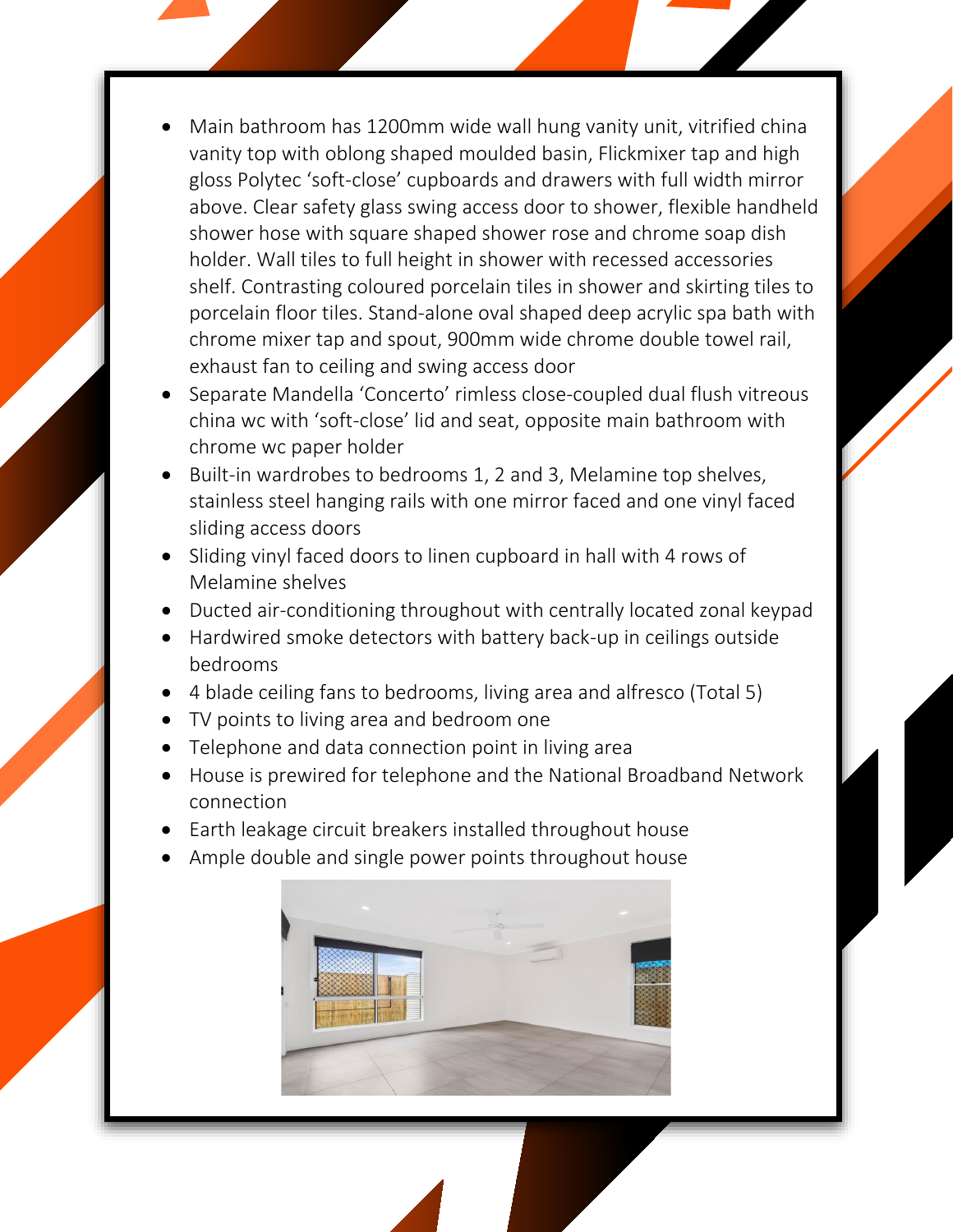- Main bathroom has 1200mm wide wall hung vanity unit, vitrified china vanity top with oblong shaped moulded basin, Flickmixer tap and high gloss Polytec 'soft-close' cupboards and drawers with full width mirror above. Clear safety glass swing access door to shower, flexible handheld shower hose with square shaped shower rose and chrome soap dish holder. Wall tiles to full height in shower with recessed accessories shelf. Contrasting coloured porcelain tiles in shower and skirting tiles to porcelain floor tiles. Stand-alone oval shaped deep acrylic spa bath with chrome mixer tap and spout, 900mm wide chrome double towel rail, exhaust fan to ceiling and swing access door
- Separate Mandella 'Concerto' rimless close-coupled dual flush vitreous china wc with 'soft-close' lid and seat, opposite main bathroom with chrome wc paper holder
- Built-in wardrobes to bedrooms 1, 2 and 3, Melamine top shelves, stainless steel hanging rails with one mirror faced and one vinyl faced sliding access doors
- Sliding vinyl faced doors to linen cupboard in hall with 4 rows of Melamine shelves
- Ducted air-conditioning throughout with centrally located zonal keypad
- Hardwired smoke detectors with battery back-up in ceilings outside bedrooms
- 4 blade ceiling fans to bedrooms, living area and alfresco (Total 5)
- TV points to living area and bedroom one
- Telephone and data connection point in living area
- House is prewired for telephone and the National Broadband Network connection
- Earth leakage circuit breakers installed throughout house
- Ample double and single power points throughout house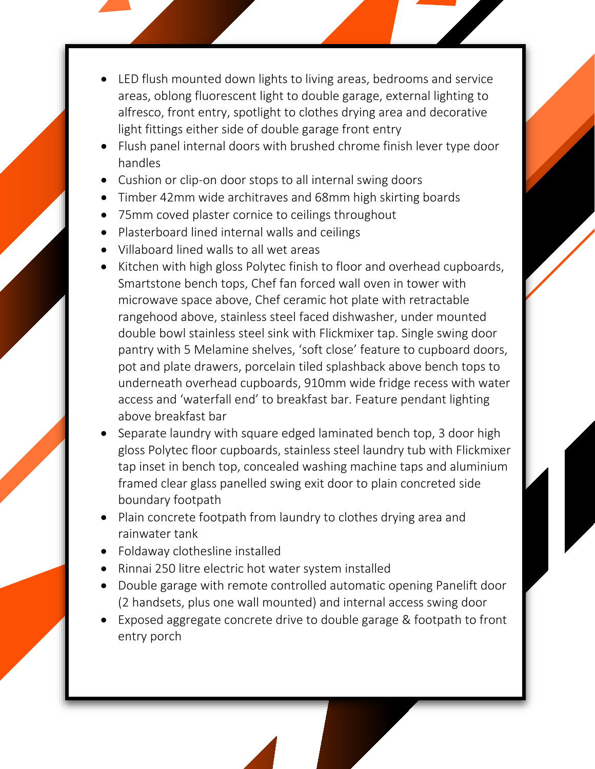- LED flush mounted down lights to living areas, bedrooms and service areas, oblong fluorescent light to double garage, external lighting to alfresco, front entry, spotlight to clothes drying area and decorative light fittings either side of double garage front entry
- Flush panel internal doors with brushed chrome finish lever type door handles
- Cushion or clip-on door stops to all internal swing doors
- Timber 42mm wide architraves and 68mm high skirting boards
- 75mm coved plaster cornice to ceilings throughout
- Plasterboard lined internal walls and ceilings
- Villaboard lined walls to all wet areas
- Kitchen with high gloss Polytec finish to floor and overhead cupboards, Smartstone bench tops, Chef fan forced wall oven in tower with microwave space above, Chef ceramic hot plate with retractable rangehood above, stainless steel faced dishwasher, under mounted double bowl stainless steel sink with Flickmixer tap. Single swing door pantry with 5 Melamine shelves, 'soft close' feature to cupboard doors, pot and plate drawers, porcelain tiled splashback above bench tops to underneath overhead cupboards, 910mm wide fridge recess with water access and 'waterfall end' to breakfast bar. Feature pendant lighting above breakfast bar
- Separate laundry with square edged laminated bench top, 3 door high gloss Polytec floor cupboards, stainless steel laundry tub with Flickmixer tap inset in bench top, concealed washing machine taps and aluminium framed clear glass panelled swing exit door to plain concreted side boundary footpath
- Plain concrete footpath from laundry to clothes drying area and rainwater tank
- Foldaway clothesline installed
- Rinnai 250 litre electric hot water system installed
- Double garage with remote controlled automatic opening Panelift door (2 handsets, plus one wall mounted) and internal access swing door
- Exposed aggregate concrete drive to double garage & footpath to front entry porch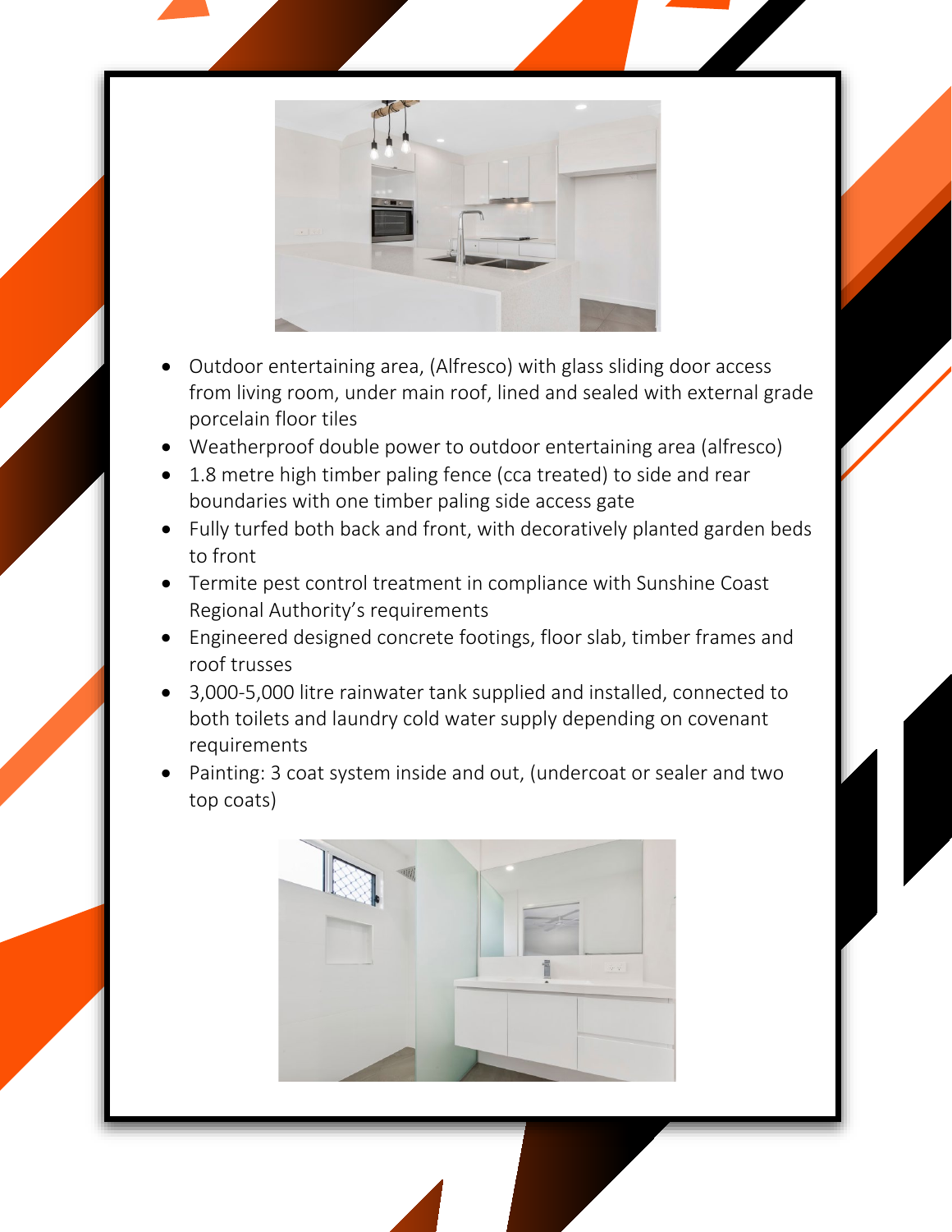- Outdoor entertaining area, (Alfresco) with glass sliding door access from living room, under main roof, lined and sealed with external grade porcelain floor tiles
- Weatherproof double power to outdoor entertaining area (alfresco)
- 1.8 metre high timber paling fence (cca treated) to side and rear boundaries with one timber paling side access gate
- Fully turfed both back and front, with decoratively planted garden beds to front
- Termite pest control treatment in compliance with Sunshine Coast Regional Authority's requirements
- Engineered designed concrete footings, floor slab, timber frames and roof trusses
- 3,000-5,000 litre rainwater tank supplied and installed, connected to both toilets and laundry cold water supply depending on covenant requirements
- Painting: 3 coat system inside and out, (undercoat or sealer and two top coats)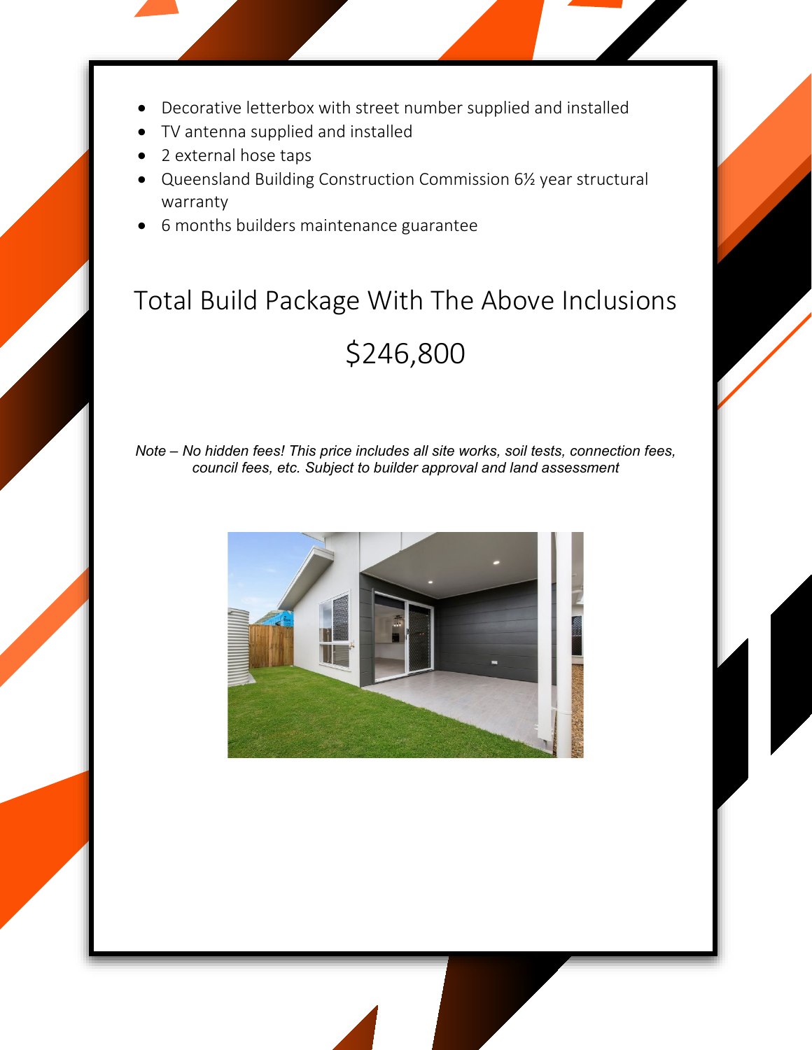- Decorative letterbox with street number supplied and installed
- TV antenna supplied and installed
- 2 external hose taps
- Queensland Building Construction Commission 6½ year structural warranty
- 6 months builders maintenance guarantee

## Total Build Package With The Above Inclusions

## $246,800

*Note – No hidden fees! This price includes all site works, soil tests, connection fees, council fees, etc. Subject to builder approval and land assessment*